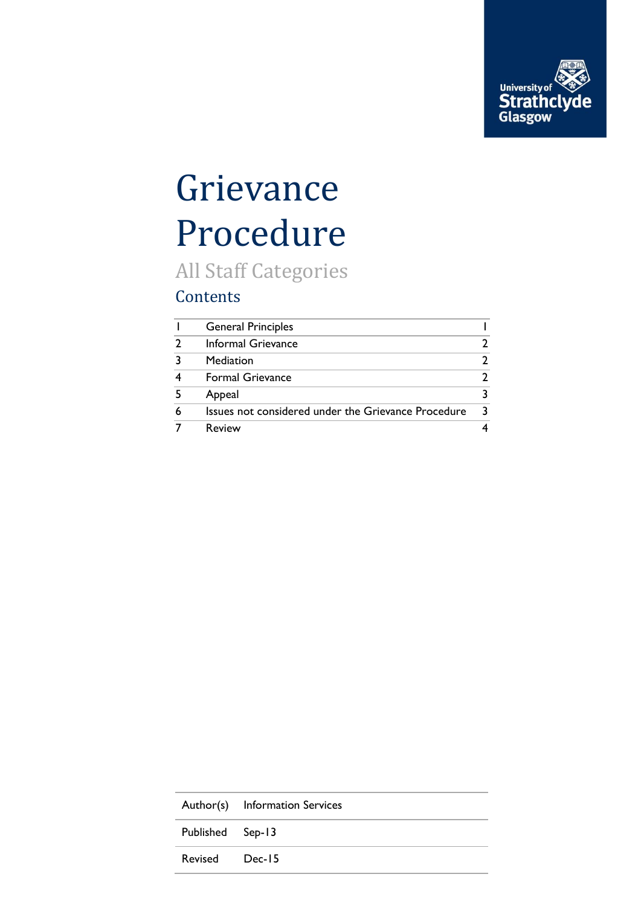# Grievance Procedure

## All Staff Categories

### Contents

| | | |
|---|---|---|
| 1 | General Principles | 1 |
| 2 | Informal Grievance | 2 |
| 3 | Mediation | 2 |
| 4 | Formal Grievance | 2 |
| 5 | Appeal | 3 |
| 6 | Issues not considered under the Grievance Procedure | 3 |
| 7 | Review | 4 |

| | |
|---|---|
| Author(s) | Information Services |
| Published | Sep-13 |
| Revised | Dec-15 |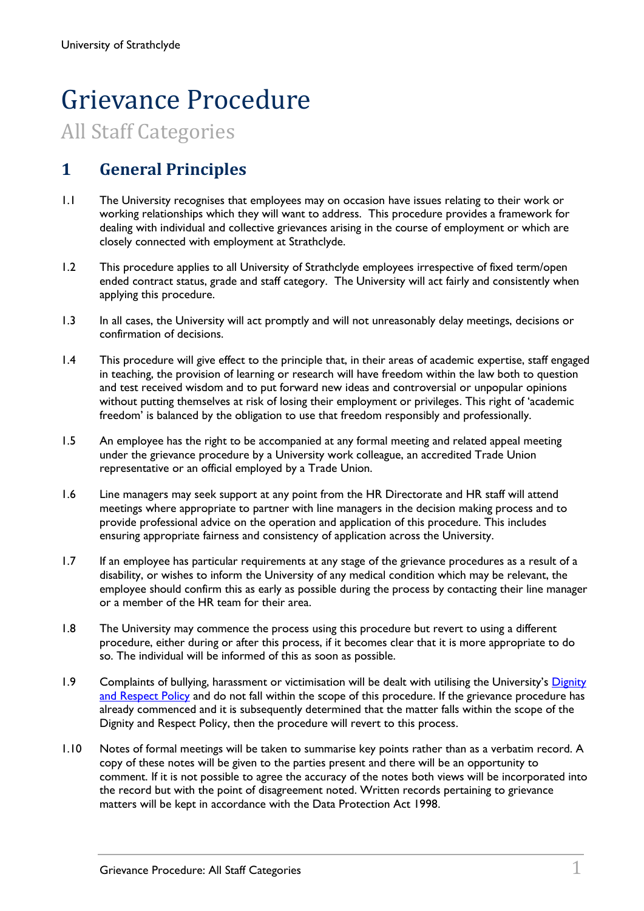University of Strathclyde

# Grievance Procedure

All Staff Categories

## 1 General Principles

1.1 The University recognises that employees may on occasion have issues relating to their work or working relationships which they will want to address. This procedure provides a framework for dealing with individual and collective grievances arising in the course of employment or which are closely connected with employment at Strathclyde.

1.2 This procedure applies to all University of Strathclyde employees irrespective of fixed term/open ended contract status, grade and staff category. The University will act fairly and consistently when applying this procedure.

1.3 In all cases, the University will act promptly and will not unreasonably delay meetings, decisions or confirmation of decisions.

1.4 This procedure will give effect to the principle that, in their areas of academic expertise, staff engaged in teaching, the provision of learning or research will have freedom within the law both to question and test received wisdom and to put forward new ideas and controversial or unpopular opinions without putting themselves at risk of losing their employment or privileges. This right of 'academic freedom' is balanced by the obligation to use that freedom responsibly and professionally.

1.5 An employee has the right to be accompanied at any formal meeting and related appeal meeting under the grievance procedure by a University work colleague, an accredited Trade Union representative or an official employed by a Trade Union.

1.6 Line managers may seek support at any point from the HR Directorate and HR staff will attend meetings where appropriate to partner with line managers in the decision making process and to provide professional advice on the operation and application of this procedure. This includes ensuring appropriate fairness and consistency of application across the University.

1.7 If an employee has particular requirements at any stage of the grievance procedures as a result of a disability, or wishes to inform the University of any medical condition which may be relevant, the employee should confirm this as early as possible during the process by contacting their line manager or a member of the HR team for their area.

1.8 The University may commence the process using this procedure but revert to using a different procedure, either during or after this process, if it becomes clear that it is more appropriate to do so. The individual will be informed of this as soon as possible.

1.9 Complaints of bullying, harassment or victimisation will be dealt with utilising the University's Dignity and Respect Policy and do not fall within the scope of this procedure. If the grievance procedure has already commenced and it is subsequently determined that the matter falls within the scope of the Dignity and Respect Policy, then the procedure will revert to this process.

1.10 Notes of formal meetings will be taken to summarise key points rather than as a verbatim record. A copy of these notes will be given to the parties present and there will be an opportunity to comment. If it is not possible to agree the accuracy of the notes both views will be incorporated into the record but with the point of disagreement noted. Written records pertaining to grievance matters will be kept in accordance with the Data Protection Act 1998.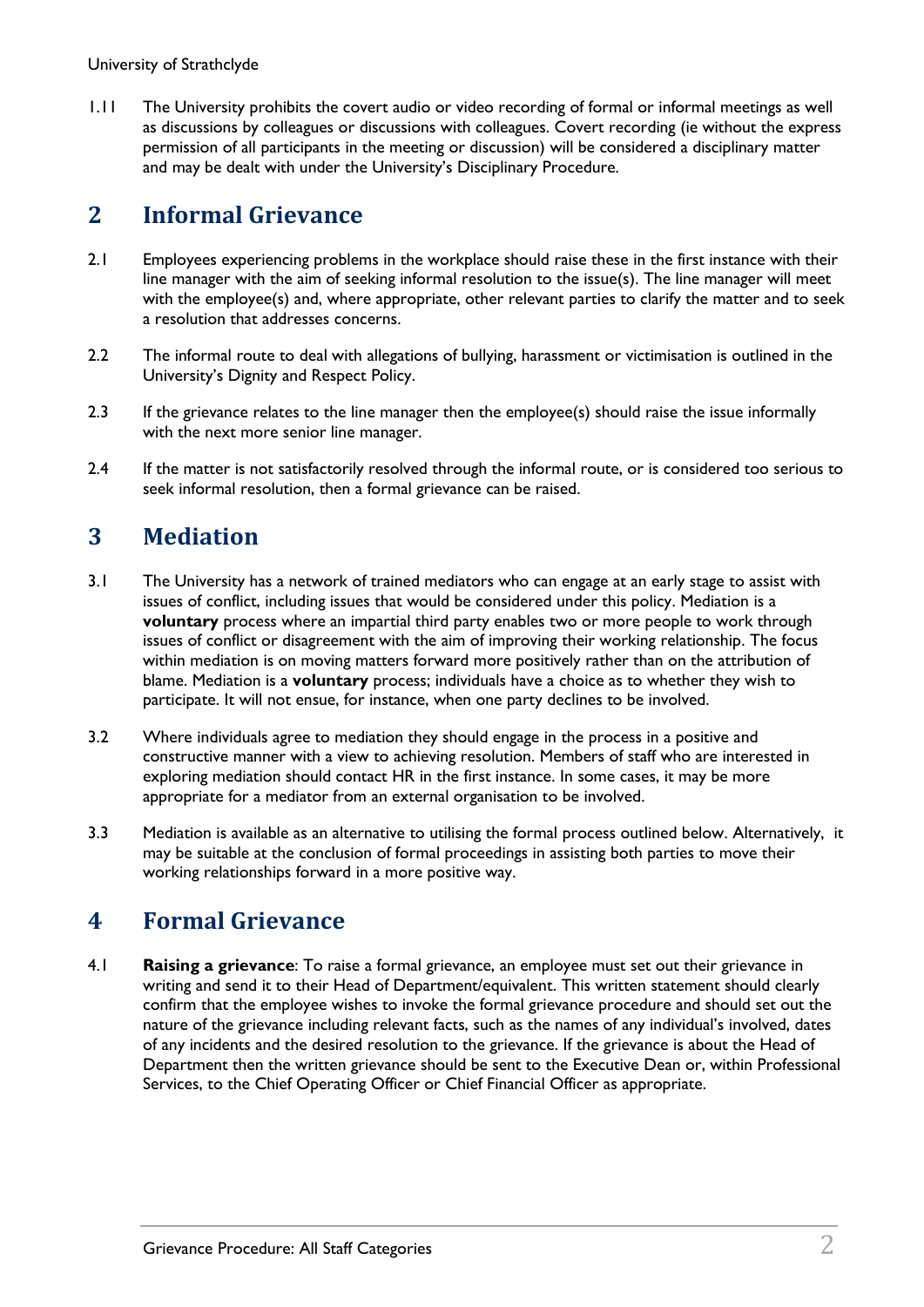1.11 The University prohibits the covert audio or video recording of formal or informal meetings as well as discussions by colleagues or discussions with colleagues. Covert recording (ie without the express permission of all participants in the meeting or discussion) will be considered a disciplinary matter and may be dealt with under the University's Disciplinary Procedure.

## 2 Informal Grievance

2.1 Employees experiencing problems in the workplace should raise these in the first instance with their line manager with the aim of seeking informal resolution to the issue(s). The line manager will meet with the employee(s) and, where appropriate, other relevant parties to clarify the matter and to seek a resolution that addresses concerns.

2.2 The informal route to deal with allegations of bullying, harassment or victimisation is outlined in the University's Dignity and Respect Policy.

2.3 If the grievance relates to the line manager then the employee(s) should raise the issue informally with the next more senior line manager.

2.4 If the matter is not satisfactorily resolved through the informal route, or is considered too serious to seek informal resolution, then a formal grievance can be raised.

## 3 Mediation

3.1 The University has a network of trained mediators who can engage at an early stage to assist with issues of conflict, including issues that would be considered under this policy. Mediation is a **voluntary** process where an impartial third party enables two or more people to work through issues of conflict or disagreement with the aim of improving their working relationship. The focus within mediation is on moving matters forward more positively rather than on the attribution of blame. Mediation is a **voluntary** process; individuals have a choice as to whether they wish to participate. It will not ensue, for instance, when one party declines to be involved.

3.2 Where individuals agree to mediation they should engage in the process in a positive and constructive manner with a view to achieving resolution. Members of staff who are interested in exploring mediation should contact HR in the first instance. In some cases, it may be more appropriate for a mediator from an external organisation to be involved.

3.3 Mediation is available as an alternative to utilising the formal process outlined below. Alternatively, it may be suitable at the conclusion of formal proceedings in assisting both parties to move their working relationships forward in a more positive way.

## 4 Formal Grievance

4.1 **Raising a grievance**: To raise a formal grievance, an employee must set out their grievance in writing and send it to their Head of Department/equivalent. This written statement should clearly confirm that the employee wishes to invoke the formal grievance procedure and should set out the nature of the grievance including relevant facts, such as the names of any individual's involved, dates of any incidents and the desired resolution to the grievance. If the grievance is about the Head of Department then the written grievance should be sent to the Executive Dean or, within Professional Services, to the Chief Operating Officer or Chief Financial Officer as appropriate.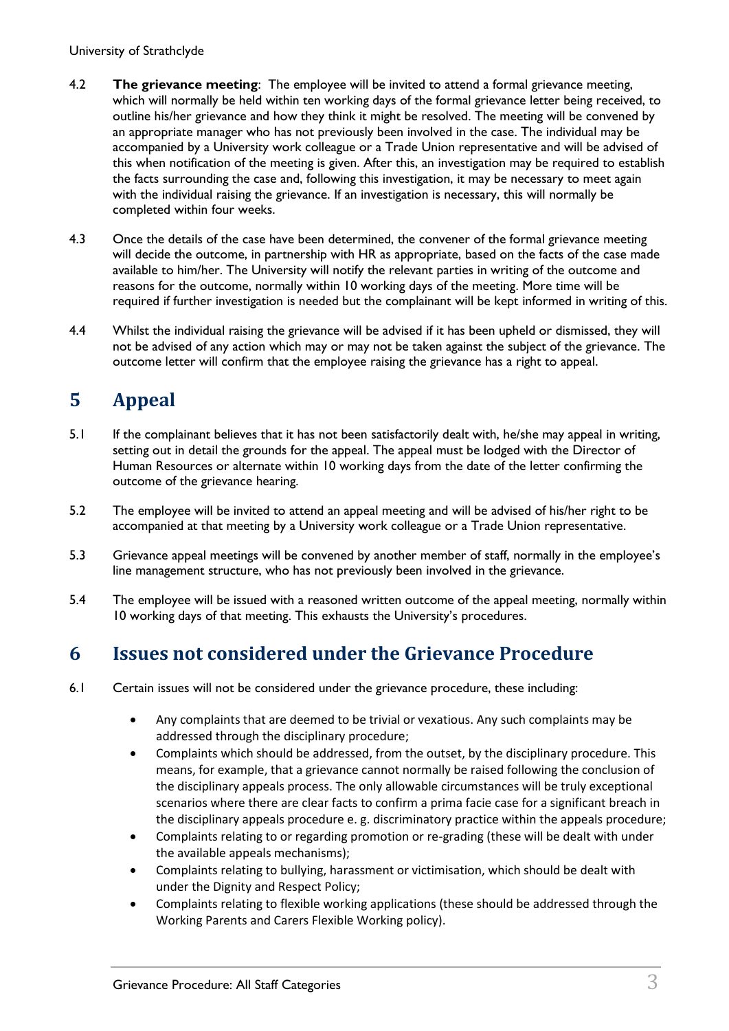4.2 **The grievance meeting**: The employee will be invited to attend a formal grievance meeting, which will normally be held within ten working days of the formal grievance letter being received, to outline his/her grievance and how they think it might be resolved. The meeting will be convened by an appropriate manager who has not previously been involved in the case. The individual may be accompanied by a University work colleague or a Trade Union representative and will be advised of this when notification of the meeting is given. After this, an investigation may be required to establish the facts surrounding the case and, following this investigation, it may be necessary to meet again with the individual raising the grievance. If an investigation is necessary, this will normally be completed within four weeks.

4.3 Once the details of the case have been determined, the convener of the formal grievance meeting will decide the outcome, in partnership with HR as appropriate, based on the facts of the case made available to him/her. The University will notify the relevant parties in writing of the outcome and reasons for the outcome, normally within 10 working days of the meeting. More time will be required if further investigation is needed but the complainant will be kept informed in writing of this.

4.4 Whilst the individual raising the grievance will be advised if it has been upheld or dismissed, they will not be advised of any action which may or may not be taken against the subject of the grievance. The outcome letter will confirm that the employee raising the grievance has a right to appeal.

# 5 Appeal

5.1 If the complainant believes that it has not been satisfactorily dealt with, he/she may appeal in writing, setting out in detail the grounds for the appeal. The appeal must be lodged with the Director of Human Resources or alternate within 10 working days from the date of the letter confirming the outcome of the grievance hearing.

5.2 The employee will be invited to attend an appeal meeting and will be advised of his/her right to be accompanied at that meeting by a University work colleague or a Trade Union representative.

5.3 Grievance appeal meetings will be convened by another member of staff, normally in the employee's line management structure, who has not previously been involved in the grievance.

5.4 The employee will be issued with a reasoned written outcome of the appeal meeting, normally within 10 working days of that meeting. This exhausts the University's procedures.

# 6 Issues not considered under the Grievance Procedure

6.1 Certain issues will not be considered under the grievance procedure, these including:

- Any complaints that are deemed to be trivial or vexatious. Any such complaints may be addressed through the disciplinary procedure;
- Complaints which should be addressed, from the outset, by the disciplinary procedure. This means, for example, that a grievance cannot normally be raised following the conclusion of the disciplinary appeals process. The only allowable circumstances will be truly exceptional scenarios where there are clear facts to confirm a prima facie case for a significant breach in the disciplinary appeals procedure e. g. discriminatory practice within the appeals procedure;
- Complaints relating to or regarding promotion or re-grading (these will be dealt with under the available appeals mechanisms);
- Complaints relating to bullying, harassment or victimisation, which should be dealt with under the Dignity and Respect Policy;
- Complaints relating to flexible working applications (these should be addressed through the Working Parents and Carers Flexible Working policy).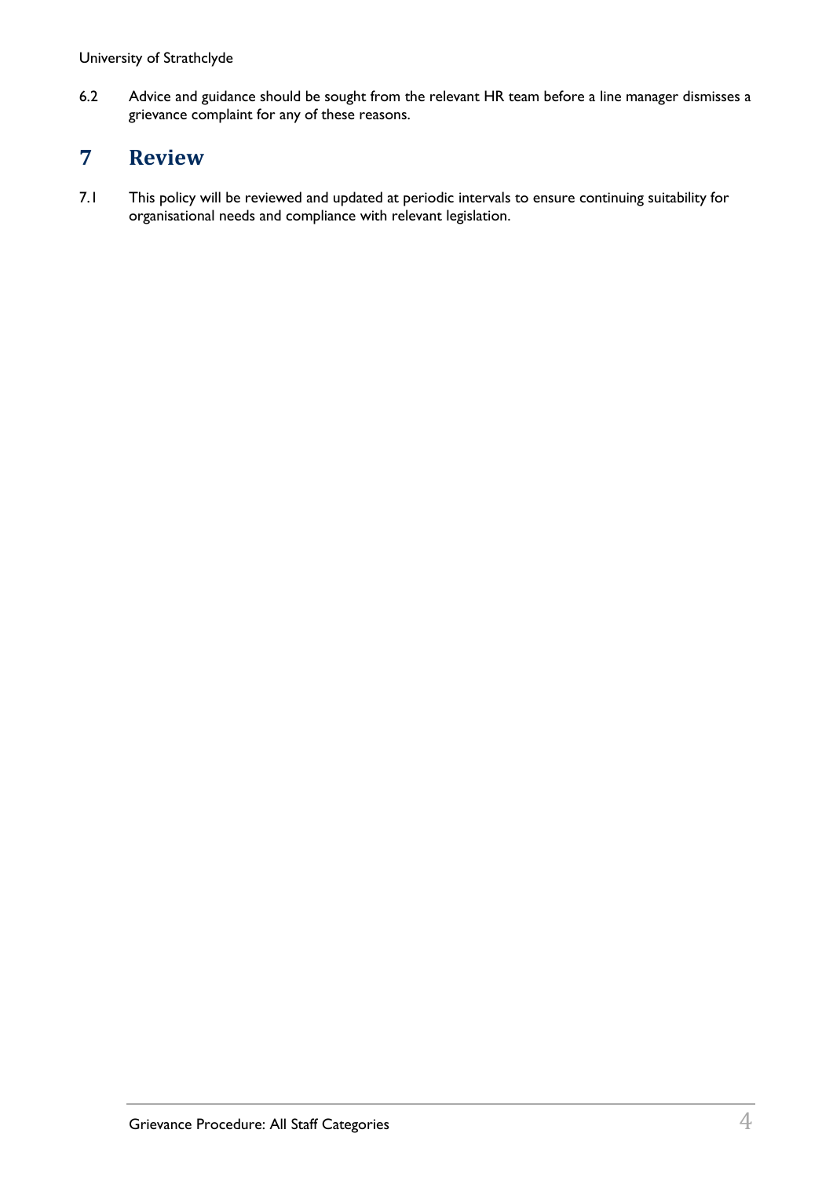6.2 Advice and guidance should be sought from the relevant HR team before a line manager dismisses a grievance complaint for any of these reasons.

# 7 Review

7.1 This policy will be reviewed and updated at periodic intervals to ensure continuing suitability for organisational needs and compliance with relevant legislation.